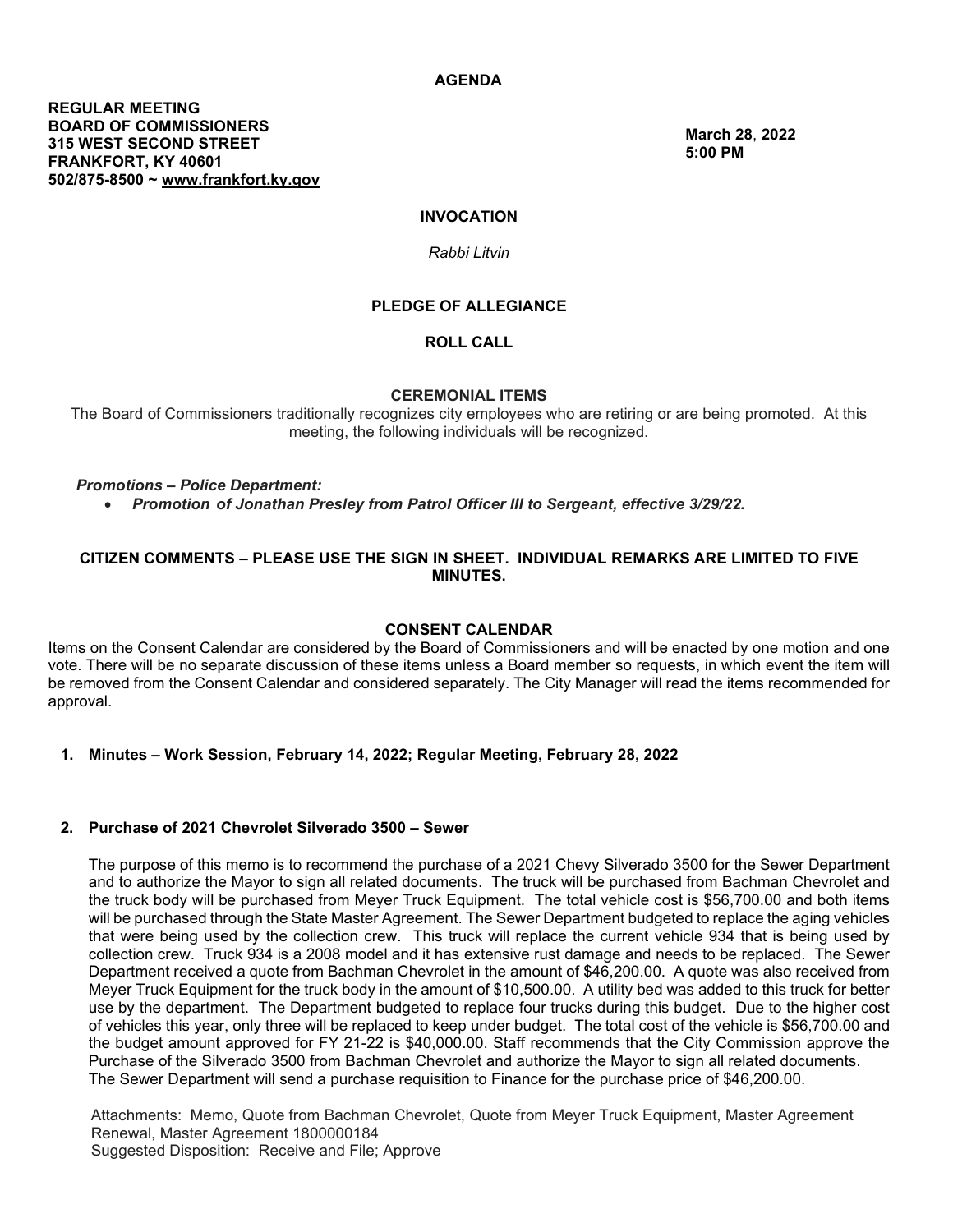# AGENDA

**REGULAR MEETING**
**BOARD OF COMMISSIONERS**
**315 WEST SECOND STREET**
**FRANKFORT, KY 40601**
**502/875-8500 ~ www.frankfort.ky.gov**

**March 28, 2022**
**5:00 PM**

## INVOCATION

*Rabbi Litvin*

## PLEDGE OF ALLEGIANCE

## ROLL CALL

## CEREMONIAL ITEMS

The Board of Commissioners traditionally recognizes city employees who are retiring or are being promoted. At this meeting, the following individuals will be recognized.

***Promotions – Police Department:***

- ***Promotion of Jonathan Presley from Patrol Officer III to Sergeant, effective 3/29/22.***

## CITIZEN COMMENTS – PLEASE USE THE SIGN IN SHEET. INDIVIDUAL REMARKS ARE LIMITED TO FIVE MINUTES.

## CONSENT CALENDAR

Items on the Consent Calendar are considered by the Board of Commissioners and will be enacted by one motion and one vote. There will be no separate discussion of these items unless a Board member so requests, in which event the item will be removed from the Consent Calendar and considered separately. The City Manager will read the items recommended for approval.

**1. Minutes – Work Session, February 14, 2022; Regular Meeting, February 28, 2022**

**2. Purchase of 2021 Chevrolet Silverado 3500 – Sewer**

The purpose of this memo is to recommend the purchase of a 2021 Chevy Silverado 3500 for the Sewer Department and to authorize the Mayor to sign all related documents. The truck will be purchased from Bachman Chevrolet and the truck body will be purchased from Meyer Truck Equipment. The total vehicle cost is $56,700.00 and both items will be purchased through the State Master Agreement. The Sewer Department budgeted to replace the aging vehicles that were being used by the collection crew. This truck will replace the current vehicle 934 that is being used by collection crew. Truck 934 is a 2008 model and it has extensive rust damage and needs to be replaced. The Sewer Department received a quote from Bachman Chevrolet in the amount of $46,200.00. A quote was also received from Meyer Truck Equipment for the truck body in the amount of $10,500.00. A utility bed was added to this truck for better use by the department. The Department budgeted to replace four trucks during this budget. Due to the higher cost of vehicles this year, only three will be replaced to keep under budget. The total cost of the vehicle is $56,700.00 and the budget amount approved for FY 21-22 is $40,000.00. Staff recommends that the City Commission approve the Purchase of the Silverado 3500 from Bachman Chevrolet and authorize the Mayor to sign all related documents. The Sewer Department will send a purchase requisition to Finance for the purchase price of $46,200.00.

Attachments: Memo, Quote from Bachman Chevrolet, Quote from Meyer Truck Equipment, Master Agreement Renewal, Master Agreement 1800000184
Suggested Disposition: Receive and File; Approve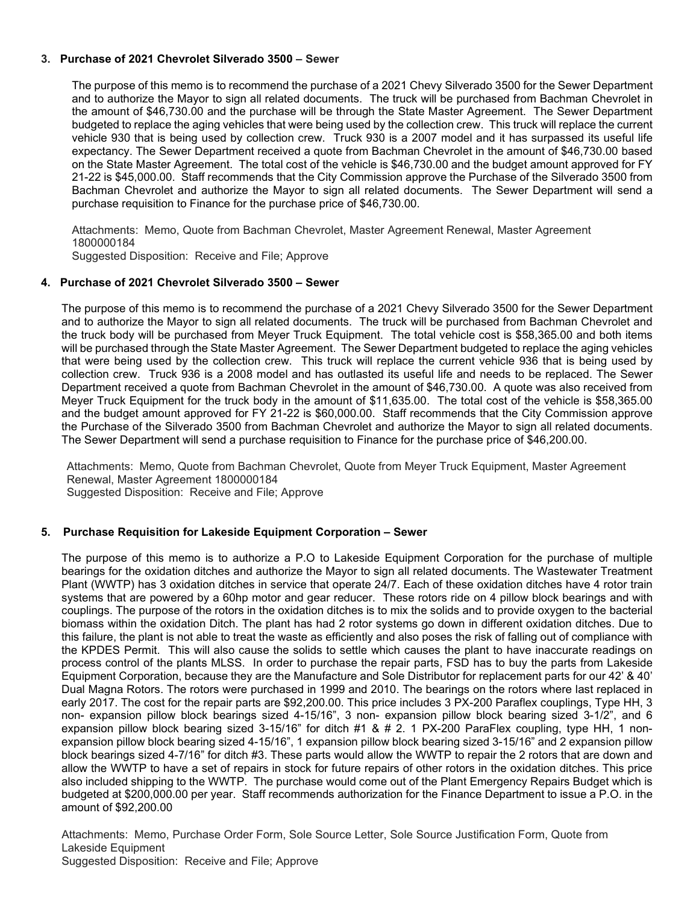### 3. **Purchase of 2021 Chevrolet Silverado 3500 – Sewer**

The purpose of this memo is to recommend the purchase of a 2021 Chevy Silverado 3500 for the Sewer Department and to authorize the Mayor to sign all related documents. The truck will be purchased from Bachman Chevrolet in the amount of $46,730.00 and the purchase will be through the State Master Agreement. The Sewer Department budgeted to replace the aging vehicles that were being used by the collection crew. This truck will replace the current vehicle 930 that is being used by collection crew. Truck 930 is a 2007 model and it has surpassed its useful life expectancy. The Sewer Department received a quote from Bachman Chevrolet in the amount of $46,730.00 based on the State Master Agreement. The total cost of the vehicle is $46,730.00 and the budget amount approved for FY 21-22 is $45,000.00. Staff recommends that the City Commission approve the Purchase of the Silverado 3500 from Bachman Chevrolet and authorize the Mayor to sign all related documents. The Sewer Department will send a purchase requisition to Finance for the purchase price of $46,730.00.

Attachments: Memo, Quote from Bachman Chevrolet, Master Agreement Renewal, Master Agreement 1800000184
Suggested Disposition: Receive and File; Approve

### 4. **Purchase of 2021 Chevrolet Silverado 3500 – Sewer**

The purpose of this memo is to recommend the purchase of a 2021 Chevy Silverado 3500 for the Sewer Department and to authorize the Mayor to sign all related documents. The truck will be purchased from Bachman Chevrolet and the truck body will be purchased from Meyer Truck Equipment. The total vehicle cost is $58,365.00 and both items will be purchased through the State Master Agreement. The Sewer Department budgeted to replace the aging vehicles that were being used by the collection crew. This truck will replace the current vehicle 936 that is being used by collection crew. Truck 936 is a 2008 model and has outlasted its useful life and needs to be replaced. The Sewer Department received a quote from Bachman Chevrolet in the amount of $46,730.00. A quote was also received from Meyer Truck Equipment for the truck body in the amount of $11,635.00. The total cost of the vehicle is $58,365.00 and the budget amount approved for FY 21-22 is $60,000.00. Staff recommends that the City Commission approve the Purchase of the Silverado 3500 from Bachman Chevrolet and authorize the Mayor to sign all related documents. The Sewer Department will send a purchase requisition to Finance for the purchase price of $46,200.00.

Attachments: Memo, Quote from Bachman Chevrolet, Quote from Meyer Truck Equipment, Master Agreement Renewal, Master Agreement 1800000184
Suggested Disposition: Receive and File; Approve

### 5. **Purchase Requisition for Lakeside Equipment Corporation – Sewer**

The purpose of this memo is to authorize a P.O to Lakeside Equipment Corporation for the purchase of multiple bearings for the oxidation ditches and authorize the Mayor to sign all related documents. The Wastewater Treatment Plant (WWTP) has 3 oxidation ditches in service that operate 24/7. Each of these oxidation ditches have 4 rotor train systems that are powered by a 60hp motor and gear reducer. These rotors ride on 4 pillow block bearings and with couplings. The purpose of the rotors in the oxidation ditches is to mix the solids and to provide oxygen to the bacterial biomass within the oxidation Ditch. The plant has had 2 rotor systems go down in different oxidation ditches. Due to this failure, the plant is not able to treat the waste as efficiently and also poses the risk of falling out of compliance with the KPDES Permit. This will also cause the solids to settle which causes the plant to have inaccurate readings on process control of the plants MLSS. In order to purchase the repair parts, FSD has to buy the parts from Lakeside Equipment Corporation, because they are the Manufacture and Sole Distributor for replacement parts for our 42' & 40' Dual Magna Rotors. The rotors were purchased in 1999 and 2010. The bearings on the rotors where last replaced in early 2017. The cost for the repair parts are $92,200.00. This price includes 3 PX-200 Paraflex couplings, Type HH, 3 non- expansion pillow block bearings sized 4-15/16", 3 non- expansion pillow block bearing sized 3-1/2", and 6 expansion pillow block bearing sized 3-15/16" for ditch #1 & # 2. 1 PX-200 ParaFlex coupling, type HH, 1 non-expansion pillow block bearing sized 4-15/16", 1 expansion pillow block bearing sized 3-15/16" and 2 expansion pillow block bearings sized 4-7/16" for ditch #3. These parts would allow the WWTP to repair the 2 rotors that are down and allow the WWTP to have a set of repairs in stock for future repairs of other rotors in the oxidation ditches. This price also included shipping to the WWTP. The purchase would come out of the Plant Emergency Repairs Budget which is budgeted at $200,000.00 per year. Staff recommends authorization for the Finance Department to issue a P.O. in the amount of $92,200.00

Attachments: Memo, Purchase Order Form, Sole Source Letter, Sole Source Justification Form, Quote from Lakeside Equipment
Suggested Disposition: Receive and File; Approve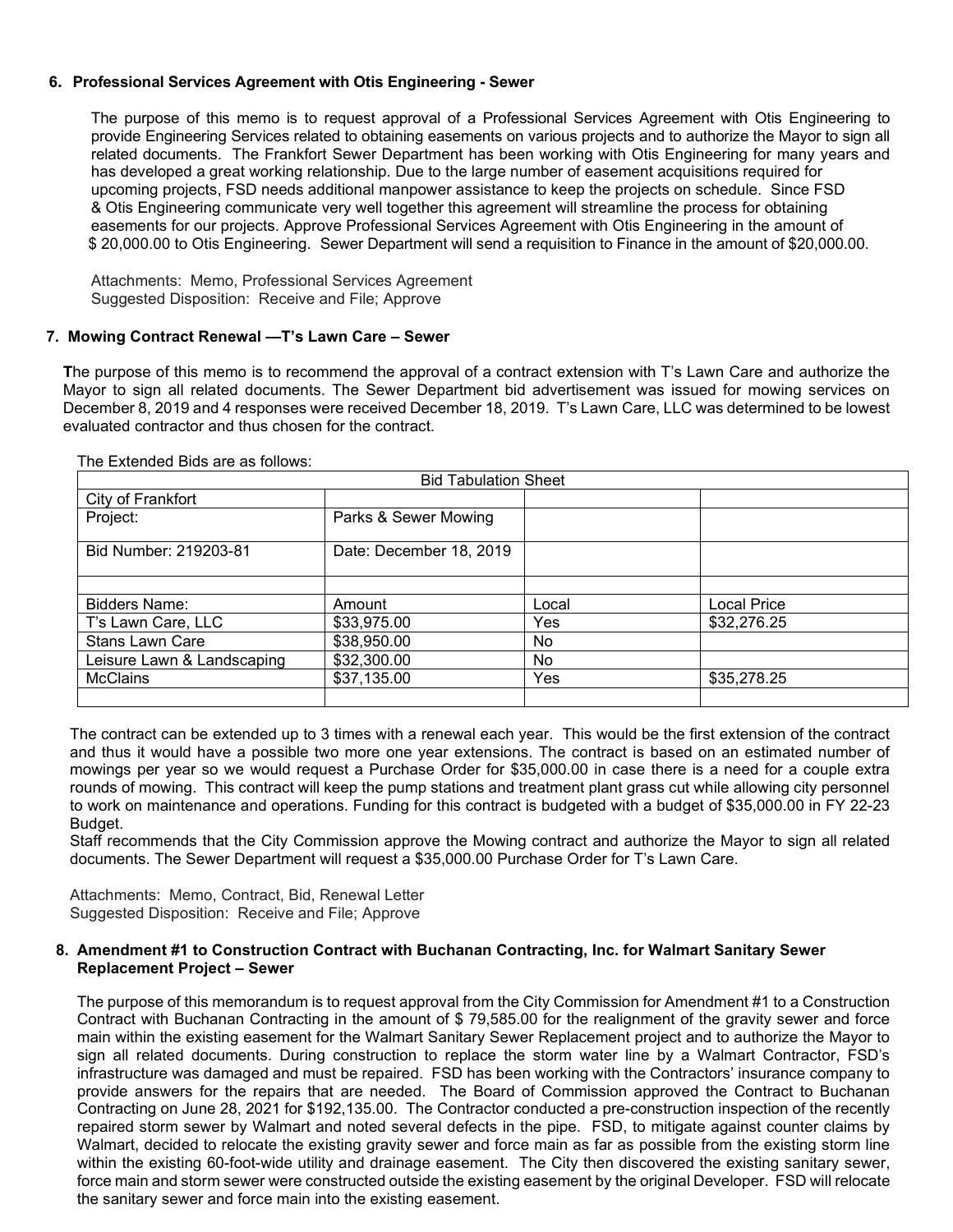**6. Professional Services Agreement with Otis Engineering - Sewer**

The purpose of this memo is to request approval of a Professional Services Agreement with Otis Engineering to provide Engineering Services related to obtaining easements on various projects and to authorize the Mayor to sign all related documents. The Frankfort Sewer Department has been working with Otis Engineering for many years and has developed a great working relationship. Due to the large number of easement acquisitions required for upcoming projects, FSD needs additional manpower assistance to keep the projects on schedule. Since FSD & Otis Engineering communicate very well together this agreement will streamline the process for obtaining easements for our projects. Approve Professional Services Agreement with Otis Engineering in the amount of $ 20,000.00 to Otis Engineering. Sewer Department will send a requisition to Finance in the amount of $20,000.00.

Attachments: Memo, Professional Services Agreement
Suggested Disposition: Receive and File; Approve

**7. Mowing Contract Renewal —T's Lawn Care – Sewer**

**T**he purpose of this memo is to recommend the approval of a contract extension with T's Lawn Care and authorize the Mayor to sign all related documents. The Sewer Department bid advertisement was issued for mowing services on December 8, 2019 and 4 responses were received December 18, 2019. T's Lawn Care, LLC was determined to be lowest evaluated contractor and thus chosen for the contract.

The Extended Bids are as follows:

| Bid Tabulation Sheet | | | |
|---|---|---|---|
| City of Frankfort | | | |
| Project: | Parks & Sewer Mowing | | |
| Bid Number: 219203-81 | Date: December 18, 2019 | | |
| | | | |
| Bidders Name: | Amount | Local | Local Price |
| T's Lawn Care, LLC | $33,975.00 | Yes | $32,276.25 |
| Stans Lawn Care | $38,950.00 | No | |
| Leisure Lawn & Landscaping | $32,300.00 | No | |
| McClains | $37,135.00 | Yes | $35,278.25 |
| | | | |

The contract can be extended up to 3 times with a renewal each year. This would be the first extension of the contract and thus it would have a possible two more one year extensions. The contract is based on an estimated number of mowings per year so we would request a Purchase Order for $35,000.00 in case there is a need for a couple extra rounds of mowing. This contract will keep the pump stations and treatment plant grass cut while allowing city personnel to work on maintenance and operations. Funding for this contract is budgeted with a budget of $35,000.00 in FY 22-23 Budget.

Staff recommends that the City Commission approve the Mowing contract and authorize the Mayor to sign all related documents. The Sewer Department will request a $35,000.00 Purchase Order for T's Lawn Care.

Attachments: Memo, Contract, Bid, Renewal Letter
Suggested Disposition: Receive and File; Approve

**8. Amendment #1 to Construction Contract with Buchanan Contracting, Inc. for Walmart Sanitary Sewer Replacement Project – Sewer**

The purpose of this memorandum is to request approval from the City Commission for Amendment #1 to a Construction Contract with Buchanan Contracting in the amount of $ 79,585.00 for the realignment of the gravity sewer and force main within the existing easement for the Walmart Sanitary Sewer Replacement project and to authorize the Mayor to sign all related documents. During construction to replace the storm water line by a Walmart Contractor, FSD's infrastructure was damaged and must be repaired. FSD has been working with the Contractors' insurance company to provide answers for the repairs that are needed. The Board of Commission approved the Contract to Buchanan Contracting on June 28, 2021 for $192,135.00. The Contractor conducted a pre-construction inspection of the recently repaired storm sewer by Walmart and noted several defects in the pipe. FSD, to mitigate against counter claims by Walmart, decided to relocate the existing gravity sewer and force main as far as possible from the existing storm line within the existing 60-foot-wide utility and drainage easement. The City then discovered the existing sanitary sewer, force main and storm sewer were constructed outside the existing easement by the original Developer. FSD will relocate the sanitary sewer and force main into the existing easement.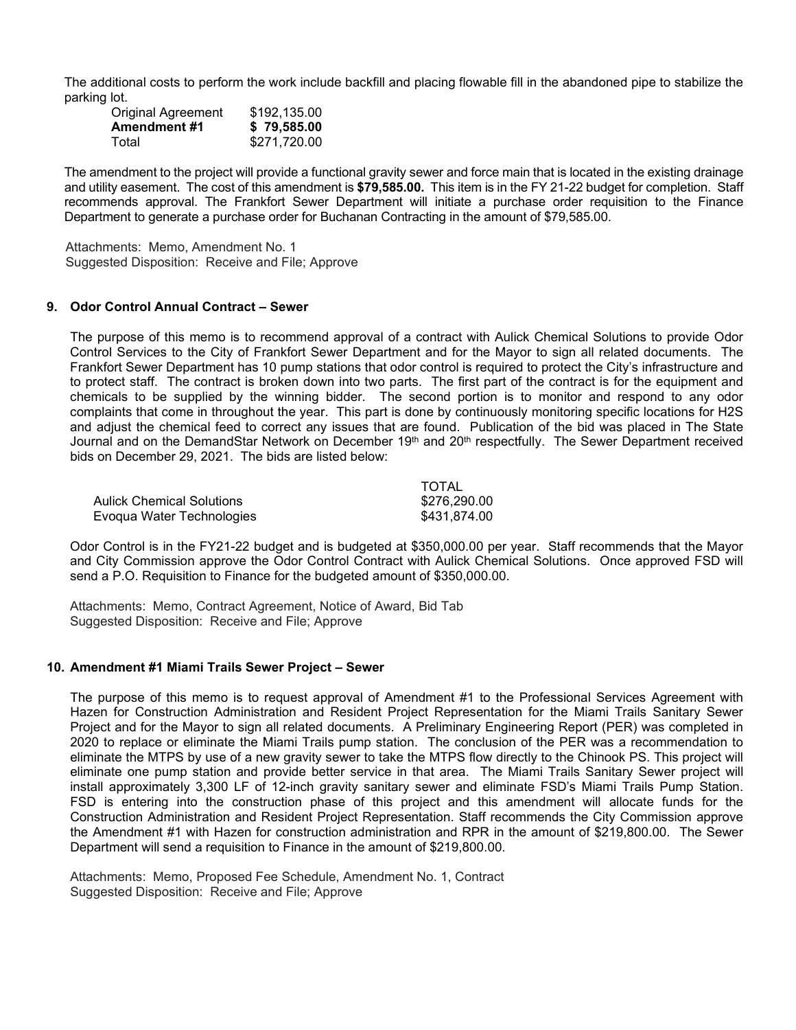The additional costs to perform the work include backfill and placing flowable fill in the abandoned pipe to stabilize the parking lot.

| | |
|---|---|
| Original Agreement | $192,135.00 |
| **Amendment #1** | **$ 79,585.00** |
| Total | $271,720.00 |

The amendment to the project will provide a functional gravity sewer and force main that is located in the existing drainage and utility easement. The cost of this amendment is **$79,585.00.** This item is in the FY 21-22 budget for completion. Staff recommends approval. The Frankfort Sewer Department will initiate a purchase order requisition to the Finance Department to generate a purchase order for Buchanan Contracting in the amount of $79,585.00.

Attachments: Memo, Amendment No. 1
Suggested Disposition: Receive and File; Approve

### 9. Odor Control Annual Contract – Sewer

The purpose of this memo is to recommend approval of a contract with Aulick Chemical Solutions to provide Odor Control Services to the City of Frankfort Sewer Department and for the Mayor to sign all related documents. The Frankfort Sewer Department has 10 pump stations that odor control is required to protect the City's infrastructure and to protect staff. The contract is broken down into two parts. The first part of the contract is for the equipment and chemicals to be supplied by the winning bidder. The second portion is to monitor and respond to any odor complaints that come in throughout the year. This part is done by continuously monitoring specific locations for H2S and adjust the chemical feed to correct any issues that are found. Publication of the bid was placed in The State Journal and on the DemandStar Network on December 19th and 20th respectfully. The Sewer Department received bids on December 29, 2021. The bids are listed below:

| | TOTAL |
|---|---|
| Aulick Chemical Solutions | $276,290.00 |
| Evoqua Water Technologies | $431,874.00 |

Odor Control is in the FY21-22 budget and is budgeted at $350,000.00 per year. Staff recommends that the Mayor and City Commission approve the Odor Control Contract with Aulick Chemical Solutions. Once approved FSD will send a P.O. Requisition to Finance for the budgeted amount of $350,000.00.

Attachments: Memo, Contract Agreement, Notice of Award, Bid Tab
Suggested Disposition: Receive and File; Approve

### 10. Amendment #1 Miami Trails Sewer Project – Sewer

The purpose of this memo is to request approval of Amendment #1 to the Professional Services Agreement with Hazen for Construction Administration and Resident Project Representation for the Miami Trails Sanitary Sewer Project and for the Mayor to sign all related documents. A Preliminary Engineering Report (PER) was completed in 2020 to replace or eliminate the Miami Trails pump station. The conclusion of the PER was a recommendation to eliminate the MTPS by use of a new gravity sewer to take the MTPS flow directly to the Chinook PS. This project will eliminate one pump station and provide better service in that area. The Miami Trails Sanitary Sewer project will install approximately 3,300 LF of 12-inch gravity sanitary sewer and eliminate FSD's Miami Trails Pump Station. FSD is entering into the construction phase of this project and this amendment will allocate funds for the Construction Administration and Resident Project Representation. Staff recommends the City Commission approve the Amendment #1 with Hazen for construction administration and RPR in the amount of $219,800.00. The Sewer Department will send a requisition to Finance in the amount of $219,800.00.

Attachments: Memo, Proposed Fee Schedule, Amendment No. 1, Contract
Suggested Disposition: Receive and File; Approve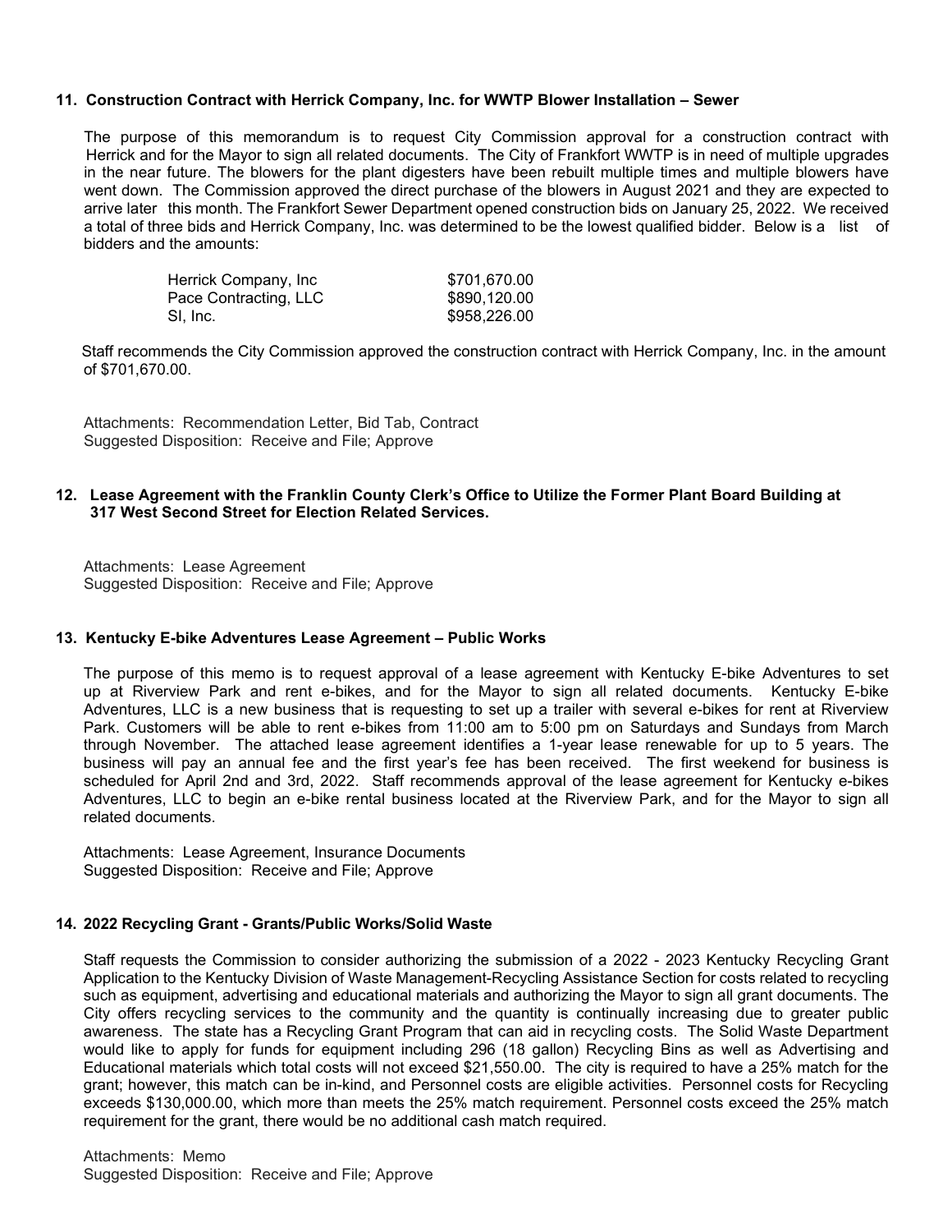**11. Construction Contract with Herrick Company, Inc. for WWTP Blower Installation – Sewer**

The purpose of this memorandum is to request City Commission approval for a construction contract with Herrick and for the Mayor to sign all related documents. The City of Frankfort WWTP is in need of multiple upgrades in the near future. The blowers for the plant digesters have been rebuilt multiple times and multiple blowers have went down. The Commission approved the direct purchase of the blowers in August 2021 and they are expected to arrive later this month. The Frankfort Sewer Department opened construction bids on January 25, 2022. We received a total of three bids and Herrick Company, Inc. was determined to be the lowest qualified bidder. Below is a list of bidders and the amounts:

| Bidder | Amount |
|---|---|
| Herrick Company, Inc | $701,670.00 |
| Pace Contracting, LLC | $890,120.00 |
| SI, Inc. | $958,226.00 |

Staff recommends the City Commission approved the construction contract with Herrick Company, Inc. in the amount of $701,670.00.

Attachments: Recommendation Letter, Bid Tab, Contract
Suggested Disposition: Receive and File; Approve

**12. Lease Agreement with the Franklin County Clerk's Office to Utilize the Former Plant Board Building at 317 West Second Street for Election Related Services.**

Attachments: Lease Agreement
Suggested Disposition: Receive and File; Approve

**13. Kentucky E-bike Adventures Lease Agreement – Public Works**

The purpose of this memo is to request approval of a lease agreement with Kentucky E-bike Adventures to set up at Riverview Park and rent e-bikes, and for the Mayor to sign all related documents. Kentucky E-bike Adventures, LLC is a new business that is requesting to set up a trailer with several e-bikes for rent at Riverview Park. Customers will be able to rent e-bikes from 11:00 am to 5:00 pm on Saturdays and Sundays from March through November. The attached lease agreement identifies a 1-year lease renewable for up to 5 years. The business will pay an annual fee and the first year's fee has been received. The first weekend for business is scheduled for April 2nd and 3rd, 2022. Staff recommends approval of the lease agreement for Kentucky e-bikes Adventures, LLC to begin an e-bike rental business located at the Riverview Park, and for the Mayor to sign all related documents.

Attachments: Lease Agreement, Insurance Documents
Suggested Disposition: Receive and File; Approve

**14. 2022 Recycling Grant - Grants/Public Works/Solid Waste**

Staff requests the Commission to consider authorizing the submission of a 2022 - 2023 Kentucky Recycling Grant Application to the Kentucky Division of Waste Management-Recycling Assistance Section for costs related to recycling such as equipment, advertising and educational materials and authorizing the Mayor to sign all grant documents. The City offers recycling services to the community and the quantity is continually increasing due to greater public awareness. The state has a Recycling Grant Program that can aid in recycling costs. The Solid Waste Department would like to apply for funds for equipment including 296 (18 gallon) Recycling Bins as well as Advertising and Educational materials which total costs will not exceed $21,550.00. The city is required to have a 25% match for the grant; however, this match can be in-kind, and Personnel costs are eligible activities. Personnel costs for Recycling exceeds $130,000.00, which more than meets the 25% match requirement. Personnel costs exceed the 25% match requirement for the grant, there would be no additional cash match required.

Attachments: Memo
Suggested Disposition: Receive and File; Approve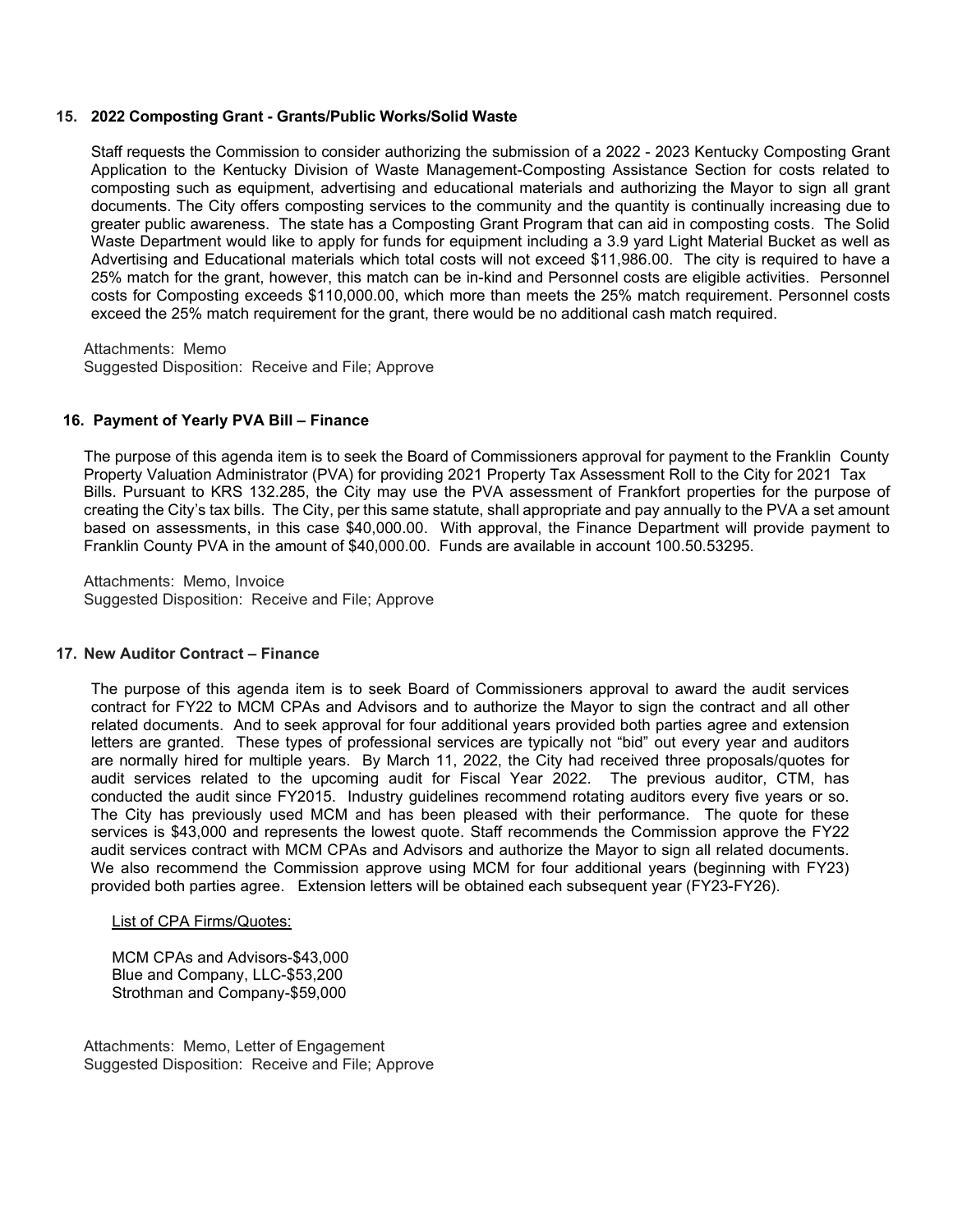### 15. 2022 Composting Grant - Grants/Public Works/Solid Waste

Staff requests the Commission to consider authorizing the submission of a 2022 - 2023 Kentucky Composting Grant Application to the Kentucky Division of Waste Management-Composting Assistance Section for costs related to composting such as equipment, advertising and educational materials and authorizing the Mayor to sign all grant documents. The City offers composting services to the community and the quantity is continually increasing due to greater public awareness. The state has a Composting Grant Program that can aid in composting costs. The Solid Waste Department would like to apply for funds for equipment including a 3.9 yard Light Material Bucket as well as Advertising and Educational materials which total costs will not exceed $11,986.00. The city is required to have a 25% match for the grant, however, this match can be in-kind and Personnel costs are eligible activities. Personnel costs for Composting exceeds $110,000.00, which more than meets the 25% match requirement. Personnel costs exceed the 25% match requirement for the grant, there would be no additional cash match required.

Attachments: Memo
Suggested Disposition: Receive and File; Approve

### 16. Payment of Yearly PVA Bill – Finance

The purpose of this agenda item is to seek the Board of Commissioners approval for payment to the Franklin County Property Valuation Administrator (PVA) for providing 2021 Property Tax Assessment Roll to the City for 2021 Tax Bills. Pursuant to KRS 132.285, the City may use the PVA assessment of Frankfort properties for the purpose of creating the City's tax bills. The City, per this same statute, shall appropriate and pay annually to the PVA a set amount based on assessments, in this case $40,000.00. With approval, the Finance Department will provide payment to Franklin County PVA in the amount of $40,000.00. Funds are available in account 100.50.53295.

Attachments: Memo, Invoice
Suggested Disposition: Receive and File; Approve

### 17. New Auditor Contract – Finance

The purpose of this agenda item is to seek Board of Commissioners approval to award the audit services contract for FY22 to MCM CPAs and Advisors and to authorize the Mayor to sign the contract and all other related documents. And to seek approval for four additional years provided both parties agree and extension letters are granted. These types of professional services are typically not "bid" out every year and auditors are normally hired for multiple years. By March 11, 2022, the City had received three proposals/quotes for audit services related to the upcoming audit for Fiscal Year 2022. The previous auditor, CTM, has conducted the audit since FY2015. Industry guidelines recommend rotating auditors every five years or so. The City has previously used MCM and has been pleased with their performance. The quote for these services is $43,000 and represents the lowest quote. Staff recommends the Commission approve the FY22 audit services contract with MCM CPAs and Advisors and authorize the Mayor to sign all related documents. We also recommend the Commission approve using MCM for four additional years (beginning with FY23) provided both parties agree. Extension letters will be obtained each subsequent year (FY23-FY26).

List of CPA Firms/Quotes:

MCM CPAs and Advisors-$43,000
Blue and Company, LLC-$53,200
Strothman and Company-$59,000

Attachments: Memo, Letter of Engagement
Suggested Disposition: Receive and File; Approve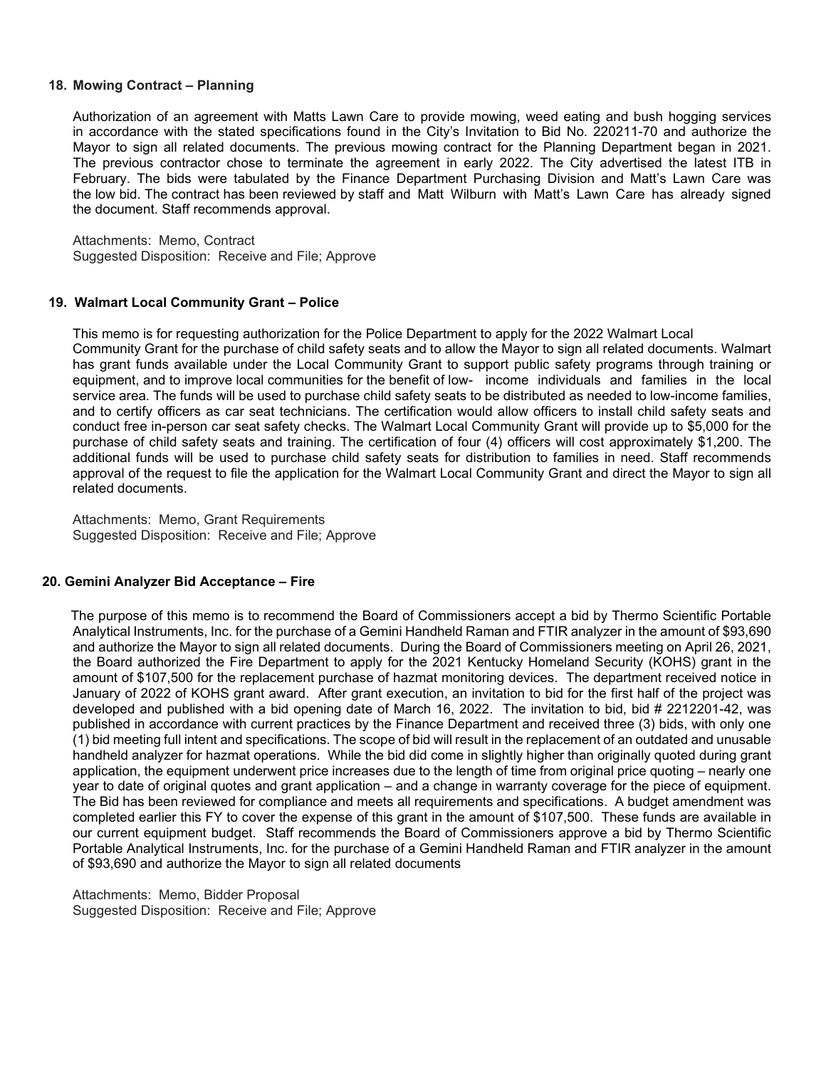### 18. Mowing Contract – Planning

Authorization of an agreement with Matts Lawn Care to provide mowing, weed eating and bush hogging services in accordance with the stated specifications found in the City's Invitation to Bid No. 220211-70 and authorize the Mayor to sign all related documents. The previous mowing contract for the Planning Department began in 2021. The previous contractor chose to terminate the agreement in early 2022. The City advertised the latest ITB in February. The bids were tabulated by the Finance Department Purchasing Division and Matt's Lawn Care was the low bid. The contract has been reviewed by staff and Matt Wilburn with Matt's Lawn Care has already signed the document. Staff recommends approval.

Attachments: Memo, Contract
Suggested Disposition: Receive and File; Approve

### 19. Walmart Local Community Grant – Police

This memo is for requesting authorization for the Police Department to apply for the 2022 Walmart Local Community Grant for the purchase of child safety seats and to allow the Mayor to sign all related documents. Walmart has grant funds available under the Local Community Grant to support public safety programs through training or equipment, and to improve local communities for the benefit of low- income individuals and families in the local service area. The funds will be used to purchase child safety seats to be distributed as needed to low-income families, and to certify officers as car seat technicians. The certification would allow officers to install child safety seats and conduct free in-person car seat safety checks. The Walmart Local Community Grant will provide up to $5,000 for the purchase of child safety seats and training. The certification of four (4) officers will cost approximately $1,200. The additional funds will be used to purchase child safety seats for distribution to families in need. Staff recommends approval of the request to file the application for the Walmart Local Community Grant and direct the Mayor to sign all related documents.

Attachments: Memo, Grant Requirements
Suggested Disposition: Receive and File; Approve

### 20. Gemini Analyzer Bid Acceptance – Fire

The purpose of this memo is to recommend the Board of Commissioners accept a bid by Thermo Scientific Portable Analytical Instruments, Inc. for the purchase of a Gemini Handheld Raman and FTIR analyzer in the amount of $93,690 and authorize the Mayor to sign all related documents. During the Board of Commissioners meeting on April 26, 2021, the Board authorized the Fire Department to apply for the 2021 Kentucky Homeland Security (KOHS) grant in the amount of $107,500 for the replacement purchase of hazmat monitoring devices. The department received notice in January of 2022 of KOHS grant award. After grant execution, an invitation to bid for the first half of the project was developed and published with a bid opening date of March 16, 2022. The invitation to bid, bid # 2212201-42, was published in accordance with current practices by the Finance Department and received three (3) bids, with only one (1) bid meeting full intent and specifications. The scope of bid will result in the replacement of an outdated and unusable handheld analyzer for hazmat operations. While the bid did come in slightly higher than originally quoted during grant application, the equipment underwent price increases due to the length of time from original price quoting – nearly one year to date of original quotes and grant application – and a change in warranty coverage for the piece of equipment. The Bid has been reviewed for compliance and meets all requirements and specifications. A budget amendment was completed earlier this FY to cover the expense of this grant in the amount of $107,500. These funds are available in our current equipment budget. Staff recommends the Board of Commissioners approve a bid by Thermo Scientific Portable Analytical Instruments, Inc. for the purchase of a Gemini Handheld Raman and FTIR analyzer in the amount of $93,690 and authorize the Mayor to sign all related documents

Attachments: Memo, Bidder Proposal
Suggested Disposition: Receive and File; Approve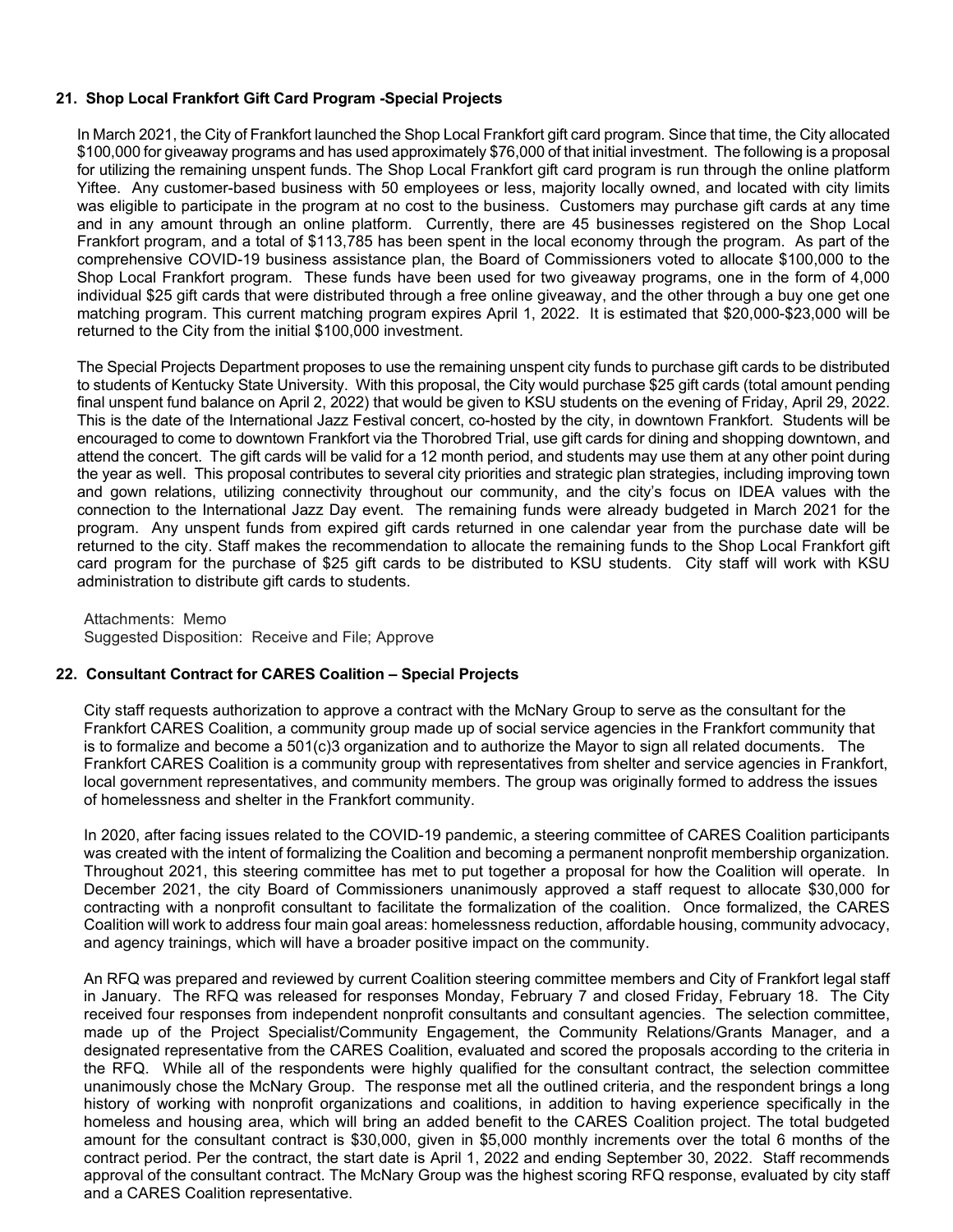**21. Shop Local Frankfort Gift Card Program -Special Projects**

In March 2021, the City of Frankfort launched the Shop Local Frankfort gift card program. Since that time, the City allocated $100,000 for giveaway programs and has used approximately $76,000 of that initial investment. The following is a proposal for utilizing the remaining unspent funds. The Shop Local Frankfort gift card program is run through the online platform Yiftee. Any customer-based business with 50 employees or less, majority locally owned, and located with city limits was eligible to participate in the program at no cost to the business. Customers may purchase gift cards at any time and in any amount through an online platform. Currently, there are 45 businesses registered on the Shop Local Frankfort program, and a total of $113,785 has been spent in the local economy through the program. As part of the comprehensive COVID-19 business assistance plan, the Board of Commissioners voted to allocate $100,000 to the Shop Local Frankfort program. These funds have been used for two giveaway programs, one in the form of 4,000 individual $25 gift cards that were distributed through a free online giveaway, and the other through a buy one get one matching program. This current matching program expires April 1, 2022. It is estimated that $20,000-$23,000 will be returned to the City from the initial $100,000 investment.

The Special Projects Department proposes to use the remaining unspent city funds to purchase gift cards to be distributed to students of Kentucky State University. With this proposal, the City would purchase $25 gift cards (total amount pending final unspent fund balance on April 2, 2022) that would be given to KSU students on the evening of Friday, April 29, 2022. This is the date of the International Jazz Festival concert, co-hosted by the city, in downtown Frankfort. Students will be encouraged to come to downtown Frankfort via the Thorobred Trial, use gift cards for dining and shopping downtown, and attend the concert. The gift cards will be valid for a 12 month period, and students may use them at any other point during the year as well. This proposal contributes to several city priorities and strategic plan strategies, including improving town and gown relations, utilizing connectivity throughout our community, and the city's focus on IDEA values with the connection to the International Jazz Day event. The remaining funds were already budgeted in March 2021 for the program. Any unspent funds from expired gift cards returned in one calendar year from the purchase date will be returned to the city. Staff makes the recommendation to allocate the remaining funds to the Shop Local Frankfort gift card program for the purchase of $25 gift cards to be distributed to KSU students. City staff will work with KSU administration to distribute gift cards to students.

Attachments: Memo
Suggested Disposition: Receive and File; Approve

**22. Consultant Contract for CARES Coalition – Special Projects**

City staff requests authorization to approve a contract with the McNary Group to serve as the consultant for the Frankfort CARES Coalition, a community group made up of social service agencies in the Frankfort community that is to formalize and become a 501(c)3 organization and to authorize the Mayor to sign all related documents. The Frankfort CARES Coalition is a community group with representatives from shelter and service agencies in Frankfort, local government representatives, and community members. The group was originally formed to address the issues of homelessness and shelter in the Frankfort community.

In 2020, after facing issues related to the COVID-19 pandemic, a steering committee of CARES Coalition participants was created with the intent of formalizing the Coalition and becoming a permanent nonprofit membership organization. Throughout 2021, this steering committee has met to put together a proposal for how the Coalition will operate. In December 2021, the city Board of Commissioners unanimously approved a staff request to allocate $30,000 for contracting with a nonprofit consultant to facilitate the formalization of the coalition. Once formalized, the CARES Coalition will work to address four main goal areas: homelessness reduction, affordable housing, community advocacy, and agency trainings, which will have a broader positive impact on the community.

An RFQ was prepared and reviewed by current Coalition steering committee members and City of Frankfort legal staff in January. The RFQ was released for responses Monday, February 7 and closed Friday, February 18. The City received four responses from independent nonprofit consultants and consultant agencies. The selection committee, made up of the Project Specialist/Community Engagement, the Community Relations/Grants Manager, and a designated representative from the CARES Coalition, evaluated and scored the proposals according to the criteria in the RFQ. While all of the respondents were highly qualified for the consultant contract, the selection committee unanimously chose the McNary Group. The response met all the outlined criteria, and the respondent brings a long history of working with nonprofit organizations and coalitions, in addition to having experience specifically in the homeless and housing area, which will bring an added benefit to the CARES Coalition project. The total budgeted amount for the consultant contract is $30,000, given in $5,000 monthly increments over the total 6 months of the contract period. Per the contract, the start date is April 1, 2022 and ending September 30, 2022. Staff recommends approval of the consultant contract. The McNary Group was the highest scoring RFQ response, evaluated by city staff and a CARES Coalition representative.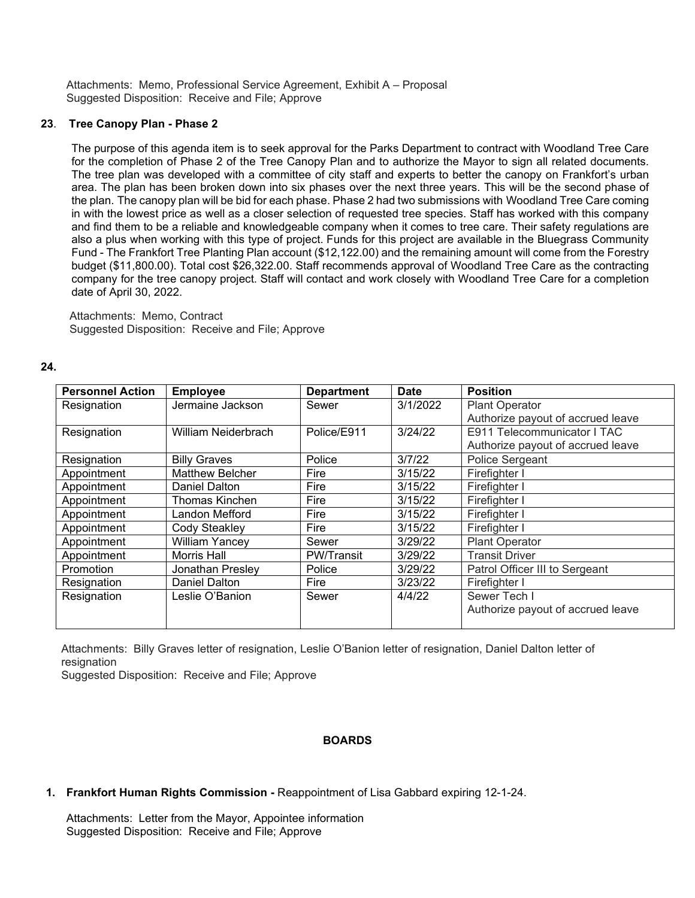Attachments: Memo, Professional Service Agreement, Exhibit A – Proposal
Suggested Disposition: Receive and File; Approve

**23. Tree Canopy Plan - Phase 2**

The purpose of this agenda item is to seek approval for the Parks Department to contract with Woodland Tree Care for the completion of Phase 2 of the Tree Canopy Plan and to authorize the Mayor to sign all related documents. The tree plan was developed with a committee of city staff and experts to better the canopy on Frankfort's urban area. The plan has been broken down into six phases over the next three years. This will be the second phase of the plan. The canopy plan will be bid for each phase. Phase 2 had two submissions with Woodland Tree Care coming in with the lowest price as well as a closer selection of requested tree species. Staff has worked with this company and find them to be a reliable and knowledgeable company when it comes to tree care. Their safety regulations are also a plus when working with this type of project. Funds for this project are available in the Bluegrass Community Fund - The Frankfort Tree Planting Plan account ($12,122.00) and the remaining amount will come from the Forestry budget ($11,800.00). Total cost $26,322.00. Staff recommends approval of Woodland Tree Care as the contracting company for the tree canopy project. Staff will contact and work closely with Woodland Tree Care for a completion date of April 30, 2022.

Attachments: Memo, Contract
Suggested Disposition: Receive and File; Approve

**24.**

| Personnel Action | Employee | Department | Date | Position |
|---|---|---|---|---|
| Resignation | Jermaine Jackson | Sewer | 3/1/2022 | Plant Operator<br>Authorize payout of accrued leave |
| Resignation | William Neiderbrach | Police/E911 | 3/24/22 | E911 Telecommunicator I TAC<br>Authorize payout of accrued leave |
| Resignation | Billy Graves | Police | 3/7/22 | Police Sergeant |
| Appointment | Matthew Belcher | Fire | 3/15/22 | Firefighter I |
| Appointment | Daniel Dalton | Fire | 3/15/22 | Firefighter I |
| Appointment | Thomas Kinchen | Fire | 3/15/22 | Firefighter I |
| Appointment | Landon Mefford | Fire | 3/15/22 | Firefighter I |
| Appointment | Cody Steakley | Fire | 3/15/22 | Firefighter I |
| Appointment | William Yancey | Sewer | 3/29/22 | Plant Operator |
| Appointment | Morris Hall | PW/Transit | 3/29/22 | Transit Driver |
| Promotion | Jonathan Presley | Police | 3/29/22 | Patrol Officer III to Sergeant |
| Resignation | Daniel Dalton | Fire | 3/23/22 | Firefighter I |
| Resignation | Leslie O'Banion | Sewer | 4/4/22 | Sewer Tech I<br>Authorize payout of accrued leave |

Attachments: Billy Graves letter of resignation, Leslie O'Banion letter of resignation, Daniel Dalton letter of resignation
Suggested Disposition: Receive and File; Approve

## BOARDS

1. **Frankfort Human Rights Commission -** Reappointment of Lisa Gabbard expiring 12-1-24.

Attachments: Letter from the Mayor, Appointee information
Suggested Disposition: Receive and File; Approve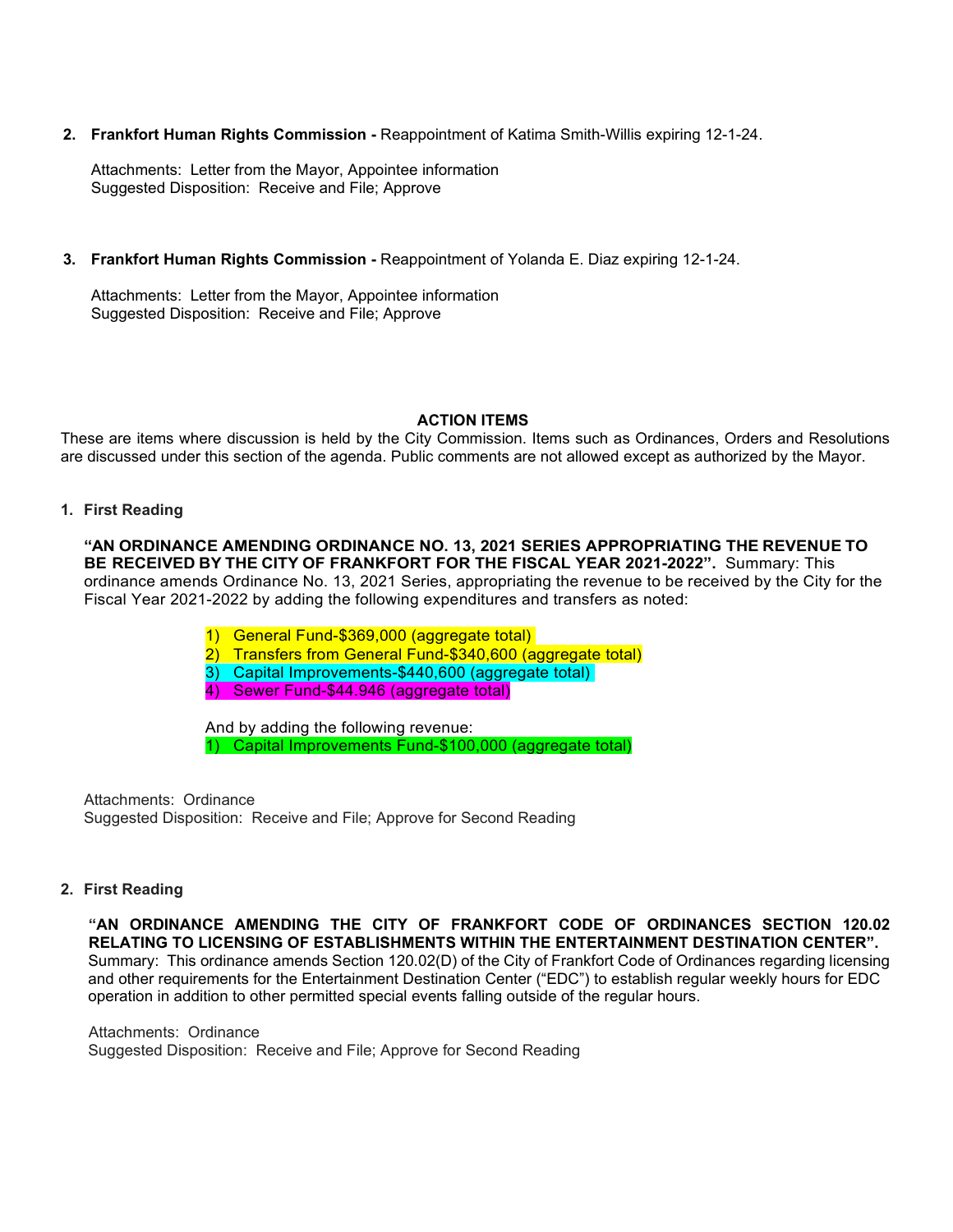2. **Frankfort Human Rights Commission -** Reappointment of Katima Smith-Willis expiring 12-1-24.

   Attachments: Letter from the Mayor, Appointee information
   Suggested Disposition: Receive and File; Approve

3. **Frankfort Human Rights Commission -** Reappointment of Yolanda E. Diaz expiring 12-1-24.

   Attachments: Letter from the Mayor, Appointee information
   Suggested Disposition: Receive and File; Approve

## ACTION ITEMS

These are items where discussion is held by the City Commission. Items such as Ordinances, Orders and Resolutions are discussed under this section of the agenda. Public comments are not allowed except as authorized by the Mayor.

1. **First Reading**

   **"AN ORDINANCE AMENDING ORDINANCE NO. 13, 2021 SERIES APPROPRIATING THE REVENUE TO BE RECEIVED BY THE CITY OF FRANKFORT FOR THE FISCAL YEAR 2021-2022".** Summary: This ordinance amends Ordinance No. 13, 2021 Series, appropriating the revenue to be received by the City for the Fiscal Year 2021-2022 by adding the following expenditures and transfers as noted:

   1) General Fund-$369,000 (aggregate total)
   2) Transfers from General Fund-$340,600 (aggregate total)
   3) Capital Improvements-$440,600 (aggregate total)
   4) Sewer Fund-$44.946 (aggregate total)

   And by adding the following revenue:
   1) Capital Improvements Fund-$100,000 (aggregate total)

   Attachments: Ordinance
   Suggested Disposition: Receive and File; Approve for Second Reading

2. **First Reading**

   **"AN ORDINANCE AMENDING THE CITY OF FRANKFORT CODE OF ORDINANCES SECTION 120.02 RELATING TO LICENSING OF ESTABLISHMENTS WITHIN THE ENTERTAINMENT DESTINATION CENTER".** Summary: This ordinance amends Section 120.02(D) of the City of Frankfort Code of Ordinances regarding licensing and other requirements for the Entertainment Destination Center ("EDC") to establish regular weekly hours for EDC operation in addition to other permitted special events falling outside of the regular hours.

   Attachments: Ordinance
   Suggested Disposition: Receive and File; Approve for Second Reading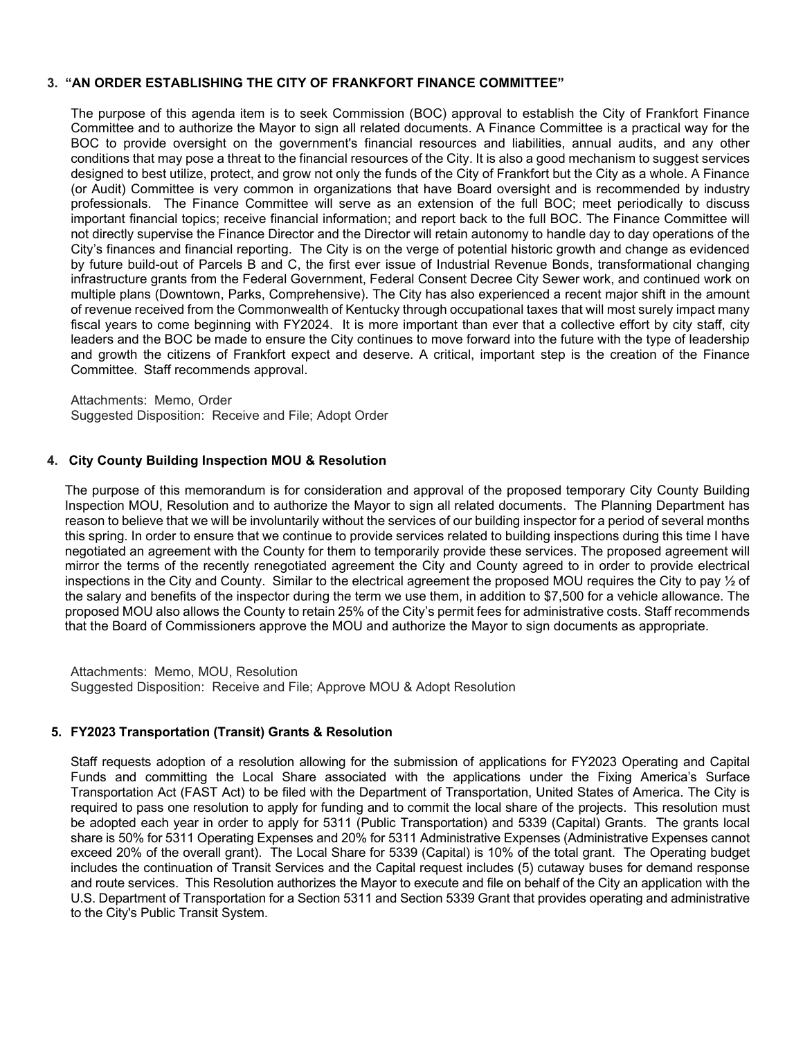### 3. "AN ORDER ESTABLISHING THE CITY OF FRANKFORT FINANCE COMMITTEE"

The purpose of this agenda item is to seek Commission (BOC) approval to establish the City of Frankfort Finance Committee and to authorize the Mayor to sign all related documents. A Finance Committee is a practical way for the BOC to provide oversight on the government's financial resources and liabilities, annual audits, and any other conditions that may pose a threat to the financial resources of the City. It is also a good mechanism to suggest services designed to best utilize, protect, and grow not only the funds of the City of Frankfort but the City as a whole. A Finance (or Audit) Committee is very common in organizations that have Board oversight and is recommended by industry professionals. The Finance Committee will serve as an extension of the full BOC; meet periodically to discuss important financial topics; receive financial information; and report back to the full BOC. The Finance Committee will not directly supervise the Finance Director and the Director will retain autonomy to handle day to day operations of the City's finances and financial reporting. The City is on the verge of potential historic growth and change as evidenced by future build-out of Parcels B and C, the first ever issue of Industrial Revenue Bonds, transformational changing infrastructure grants from the Federal Government, Federal Consent Decree City Sewer work, and continued work on multiple plans (Downtown, Parks, Comprehensive). The City has also experienced a recent major shift in the amount of revenue received from the Commonwealth of Kentucky through occupational taxes that will most surely impact many fiscal years to come beginning with FY2024. It is more important than ever that a collective effort by city staff, city leaders and the BOC be made to ensure the City continues to move forward into the future with the type of leadership and growth the citizens of Frankfort expect and deserve. A critical, important step is the creation of the Finance Committee. Staff recommends approval.

Attachments: Memo, Order
Suggested Disposition: Receive and File; Adopt Order

### 4. City County Building Inspection MOU & Resolution

The purpose of this memorandum is for consideration and approval of the proposed temporary City County Building Inspection MOU, Resolution and to authorize the Mayor to sign all related documents. The Planning Department has reason to believe that we will be involuntarily without the services of our building inspector for a period of several months this spring. In order to ensure that we continue to provide services related to building inspections during this time I have negotiated an agreement with the County for them to temporarily provide these services. The proposed agreement will mirror the terms of the recently renegotiated agreement the City and County agreed to in order to provide electrical inspections in the City and County. Similar to the electrical agreement the proposed MOU requires the City to pay ½ of the salary and benefits of the inspector during the term we use them, in addition to $7,500 for a vehicle allowance. The proposed MOU also allows the County to retain 25% of the City's permit fees for administrative costs. Staff recommends that the Board of Commissioners approve the MOU and authorize the Mayor to sign documents as appropriate.

Attachments: Memo, MOU, Resolution
Suggested Disposition: Receive and File; Approve MOU & Adopt Resolution

### 5. FY2023 Transportation (Transit) Grants & Resolution

Staff requests adoption of a resolution allowing for the submission of applications for FY2023 Operating and Capital Funds and committing the Local Share associated with the applications under the Fixing America's Surface Transportation Act (FAST Act) to be filed with the Department of Transportation, United States of America. The City is required to pass one resolution to apply for funding and to commit the local share of the projects. This resolution must be adopted each year in order to apply for 5311 (Public Transportation) and 5339 (Capital) Grants. The grants local share is 50% for 5311 Operating Expenses and 20% for 5311 Administrative Expenses (Administrative Expenses cannot exceed 20% of the overall grant). The Local Share for 5339 (Capital) is 10% of the total grant. The Operating budget includes the continuation of Transit Services and the Capital request includes (5) cutaway buses for demand response and route services. This Resolution authorizes the Mayor to execute and file on behalf of the City an application with the U.S. Department of Transportation for a Section 5311 and Section 5339 Grant that provides operating and administrative to the City's Public Transit System.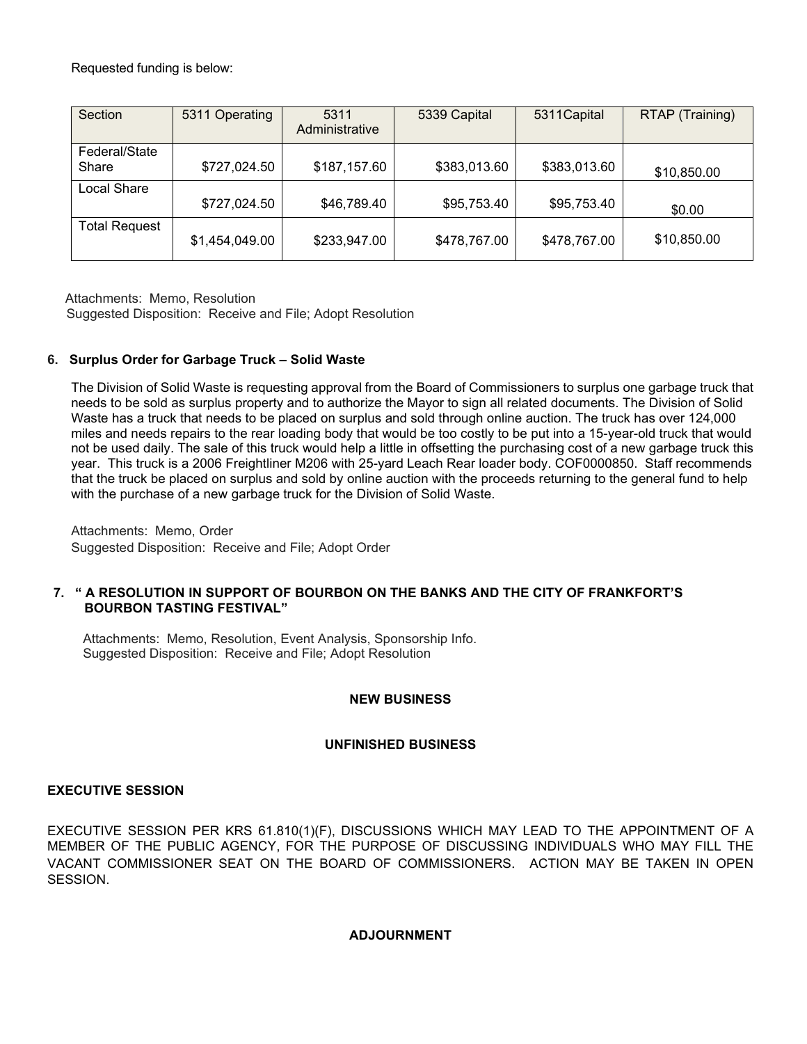Requested funding is below:

| Section | 5311 Operating | 5311 Administrative | 5339 Capital | 5311Capital | RTAP (Training) |
|---|---|---|---|---|---|
| Federal/State Share | $727,024.50 | $187,157.60 | $383,013.60 | $383,013.60 | $10,850.00 |
| Local Share | $727,024.50 | $46,789.40 | $95,753.40 | $95,753.40 | $0.00 |
| Total Request | $1,454,049.00 | $233,947.00 | $478,767.00 | $478,767.00 | $10,850.00 |

Attachments: Memo, Resolution
Suggested Disposition: Receive and File; Adopt Resolution

**6. Surplus Order for Garbage Truck – Solid Waste**

The Division of Solid Waste is requesting approval from the Board of Commissioners to surplus one garbage truck that needs to be sold as surplus property and to authorize the Mayor to sign all related documents. The Division of Solid Waste has a truck that needs to be placed on surplus and sold through online auction. The truck has over 124,000 miles and needs repairs to the rear loading body that would be too costly to be put into a 15-year-old truck that would not be used daily. The sale of this truck would help a little in offsetting the purchasing cost of a new garbage truck this year. This truck is a 2006 Freightliner M206 with 25-yard Leach Rear loader body. COF0000850. Staff recommends that the truck be placed on surplus and sold by online auction with the proceeds returning to the general fund to help with the purchase of a new garbage truck for the Division of Solid Waste.

Attachments: Memo, Order
Suggested Disposition: Receive and File; Adopt Order

**7. " A RESOLUTION IN SUPPORT OF BOURBON ON THE BANKS AND THE CITY OF FRANKFORT'S BOURBON TASTING FESTIVAL"**

Attachments: Memo, Resolution, Event Analysis, Sponsorship Info.
Suggested Disposition: Receive and File; Adopt Resolution

**NEW BUSINESS**

**UNFINISHED BUSINESS**

**EXECUTIVE SESSION**

EXECUTIVE SESSION PER KRS 61.810(1)(F), DISCUSSIONS WHICH MAY LEAD TO THE APPOINTMENT OF A MEMBER OF THE PUBLIC AGENCY, FOR THE PURPOSE OF DISCUSSING INDIVIDUALS WHO MAY FILL THE VACANT COMMISSIONER SEAT ON THE BOARD OF COMMISSIONERS. ACTION MAY BE TAKEN IN OPEN SESSION.

**ADJOURNMENT**